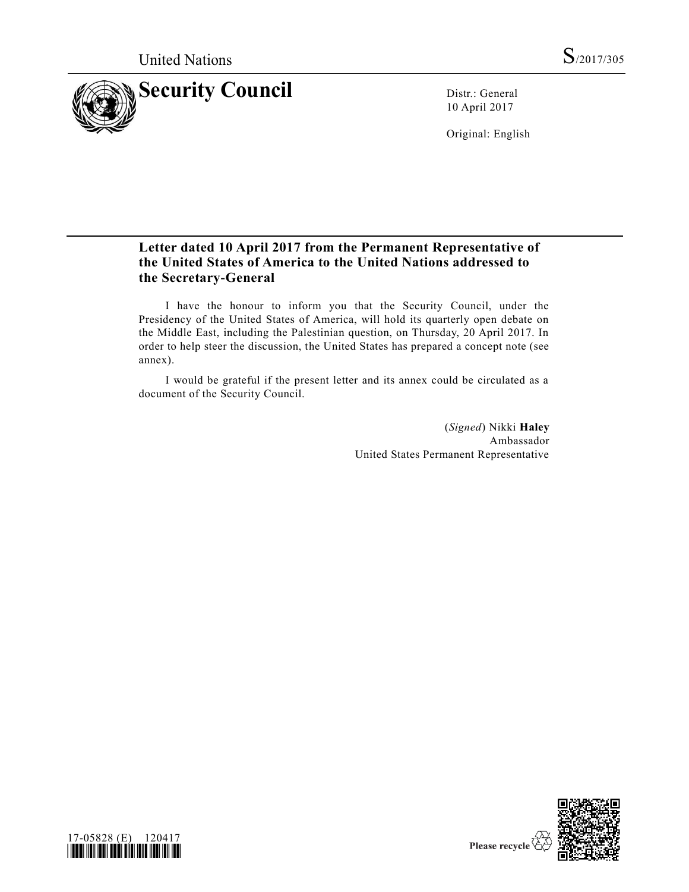United Nations S/2017/305

# Security Council

Distr.: General
10 April 2017

Original: English

## Letter dated 10 April 2017 from the Permanent Representative of the United States of America to the United Nations addressed to the Secretary-General

I have the honour to inform you that the Security Council, under the Presidency of the United States of America, will hold its quarterly open debate on the Middle East, including the Palestinian question, on Thursday, 20 April 2017. In order to help steer the discussion, the United States has prepared a concept note (see annex).

I would be grateful if the present letter and its annex could be circulated as a document of the Security Council.

(*Signed*) Nikki **Haley**
Ambassador
United States Permanent Representative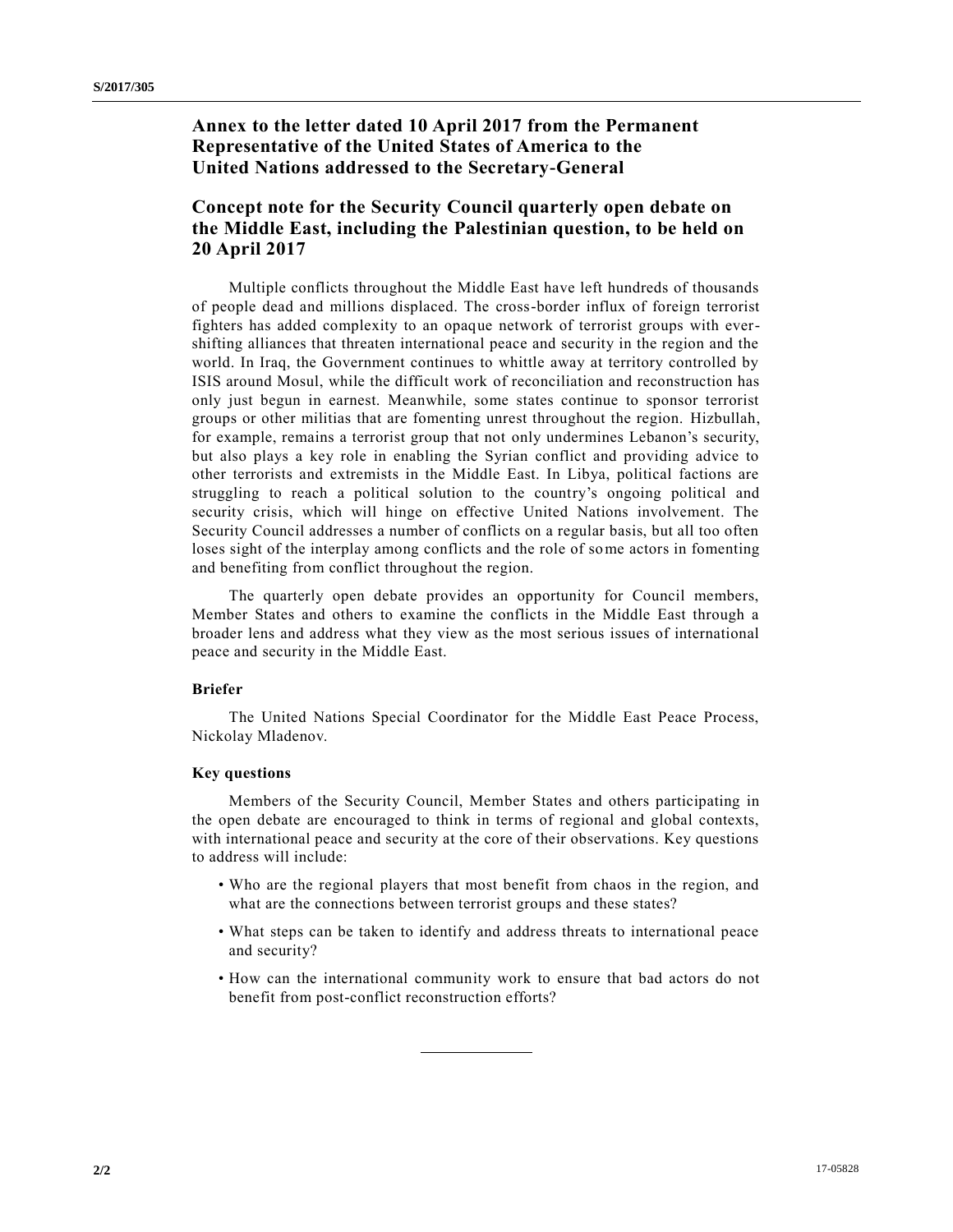## Annex to the letter dated 10 April 2017 from the Permanent Representative of the United States of America to the United Nations addressed to the Secretary-General

## Concept note for the Security Council quarterly open debate on the Middle East, including the Palestinian question, to be held on 20 April 2017

Multiple conflicts throughout the Middle East have left hundreds of thousands of people dead and millions displaced. The cross-border influx of foreign terrorist fighters has added complexity to an opaque network of terrorist groups with ever-shifting alliances that threaten international peace and security in the region and the world. In Iraq, the Government continues to whittle away at territory controlled by ISIS around Mosul, while the difficult work of reconciliation and reconstruction has only just begun in earnest. Meanwhile, some states continue to sponsor terrorist groups or other militias that are fomenting unrest throughout the region. Hizbullah, for example, remains a terrorist group that not only undermines Lebanon's security, but also plays a key role in enabling the Syrian conflict and providing advice to other terrorists and extremists in the Middle East. In Libya, political factions are struggling to reach a political solution to the country's ongoing political and security crisis, which will hinge on effective United Nations involvement. The Security Council addresses a number of conflicts on a regular basis, but all too often loses sight of the interplay among conflicts and the role of some actors in fomenting and benefiting from conflict throughout the region.

The quarterly open debate provides an opportunity for Council members, Member States and others to examine the conflicts in the Middle East through a broader lens and address what they view as the most serious issues of international peace and security in the Middle East.

### Briefer

The United Nations Special Coordinator for the Middle East Peace Process, Nickolay Mladenov.

### Key questions

Members of the Security Council, Member States and others participating in the open debate are encouraged to think in terms of regional and global contexts, with international peace and security at the core of their observations. Key questions to address will include:

- Who are the regional players that most benefit from chaos in the region, and what are the connections between terrorist groups and these states?
- What steps can be taken to identify and address threats to international peace and security?
- How can the international community work to ensure that bad actors do not benefit from post-conflict reconstruction efforts?